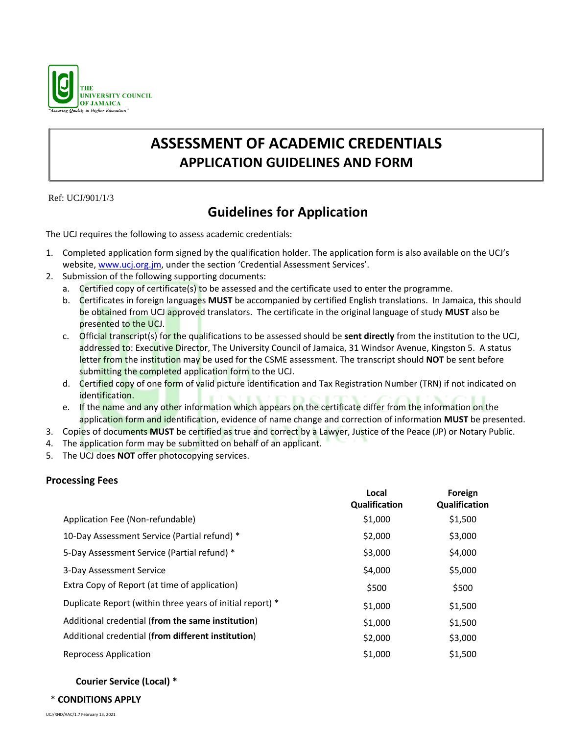THE UNIVERSITY COUNCIL OF JAMAICA
*"Assuring Quality in Higher Education"*

# ASSESSMENT OF ACADEMIC CREDENTIALS
## APPLICATION GUIDELINES AND FORM

Ref: UCJ/901/1/3

## Guidelines for Application

The UCJ requires the following to assess academic credentials:

1. Completed application form signed by the qualification holder. The application form is also available on the UCJ's website, www.ucj.org.jm, under the section 'Credential Assessment Services'.
2. Submission of the following supporting documents:
   a. Certified copy of certificate(s) to be assessed and the certificate used to enter the programme.
   b. Certificates in foreign languages **MUST** be accompanied by certified English translations. In Jamaica, this should be obtained from UCJ approved translators. The certificate in the original language of study **MUST** also be presented to the UCJ.
   c. Official transcript(s) for the qualifications to be assessed should be **sent directly** from the institution to the UCJ, addressed to: Executive Director, The University Council of Jamaica, 31 Windsor Avenue, Kingston 5. A status letter from the institution may be used for the CSME assessment. The transcript should **NOT** be sent before submitting the completed application form to the UCJ.
   d. Certified copy of one form of valid picture identification and Tax Registration Number (TRN) if not indicated on identification.
   e. If the name and any other information which appears on the certificate differ from the information on the application form and identification, evidence of name change and correction of information **MUST** be presented.
3. Copies of documents **MUST** be certified as true and correct by a Lawyer, Justice of the Peace (JP) or Notary Public.
4. The application form may be submitted on behalf of an applicant.
5. The UCJ does **NOT** offer photocopying services.

### Processing Fees

| | Local Qualification | Foreign Qualification |
|---|---|---|
| Application Fee (Non-refundable) | $1,000 | $1,500 |
| 10-Day Assessment Service (Partial refund) * | $2,000 | $3,000 |
| 5-Day Assessment Service (Partial refund) * | $3,000 | $4,000 |
| 3-Day Assessment Service | $4,000 | $5,000 |
| Extra Copy of Report (at time of application) | $500 | $500 |
| Duplicate Report (within three years of initial report) * | $1,000 | $1,500 |
| Additional credential (**from the same institution**) | $1,000 | $1,500 |
| Additional credential (**from different institution**) | $2,000 | $3,000 |
| Reprocess Application | $1,000 | $1,500 |

**Courier Service (Local) \***

\* **CONDITIONS APPLY**

UCJ/RND/AAC/1.7 February 13, 2021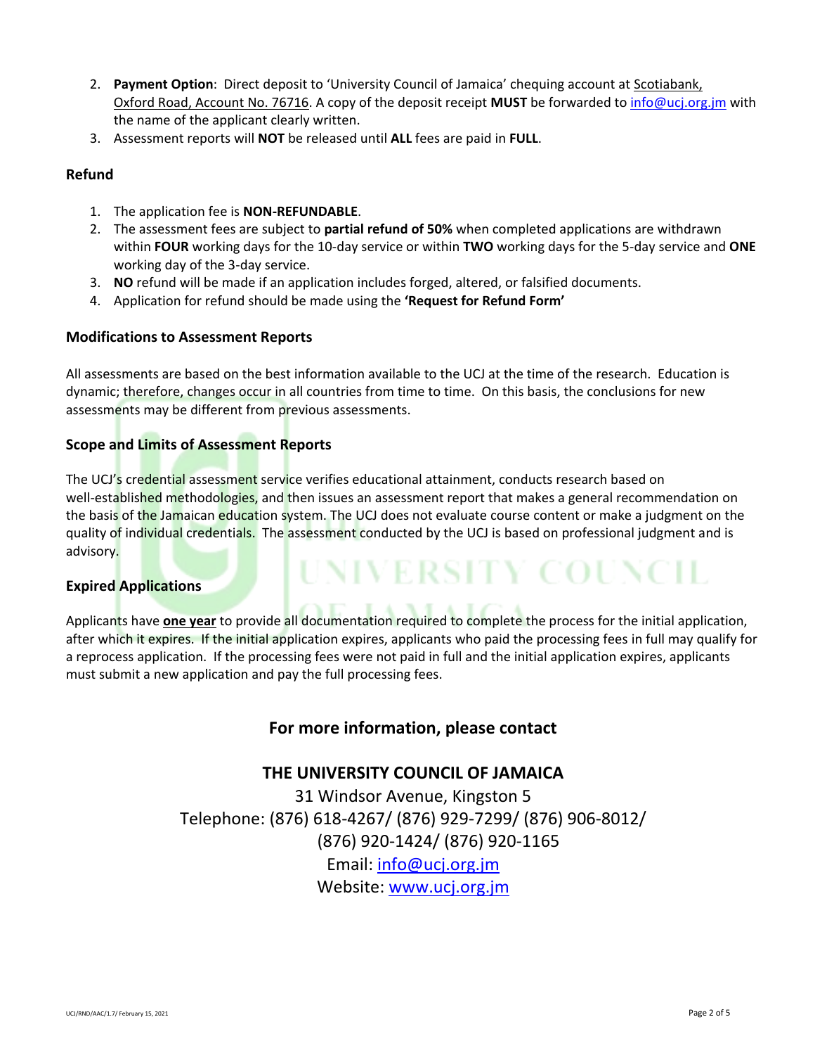2. **Payment Option**: Direct deposit to 'University Council of Jamaica' chequing account at Scotiabank, Oxford Road, Account No. 76716. A copy of the deposit receipt **MUST** be forwarded to info@ucj.org.jm with the name of the applicant clearly written.
3. Assessment reports will **NOT** be released until **ALL** fees are paid in **FULL**.

### Refund

1. The application fee is **NON-REFUNDABLE**.
2. The assessment fees are subject to **partial refund of 50%** when completed applications are withdrawn within **FOUR** working days for the 10-day service or within **TWO** working days for the 5-day service and **ONE** working day of the 3-day service.
3. **NO** refund will be made if an application includes forged, altered, or falsified documents.
4. Application for refund should be made using the **'Request for Refund Form'**

### Modifications to Assessment Reports

All assessments are based on the best information available to the UCJ at the time of the research. Education is dynamic; therefore, changes occur in all countries from time to time. On this basis, the conclusions for new assessments may be different from previous assessments.

### Scope and Limits of Assessment Reports

The UCJ's credential assessment service verifies educational attainment, conducts research based on well-established methodologies, and then issues an assessment report that makes a general recommendation on the basis of the Jamaican education system. The UCJ does not evaluate course content or make a judgment on the quality of individual credentials. The assessment conducted by the UCJ is based on professional judgment and is advisory.

### Expired Applications

Applicants have **one year** to provide all documentation required to complete the process for the initial application, after which it expires. If the initial application expires, applicants who paid the processing fees in full may qualify for a reprocess application. If the processing fees were not paid in full and the initial application expires, applicants must submit a new application and pay the full processing fees.

## For more information, please contact

**THE UNIVERSITY COUNCIL OF JAMAICA**
31 Windsor Avenue, Kingston 5
Telephone: (876) 618-4267/ (876) 929-7299/ (876) 906-8012/
(876) 920-1424/ (876) 920-1165
Email: info@ucj.org.jm
Website: www.ucj.org.jm

UCJ/RND/AAC/1.7/ February 15, 2021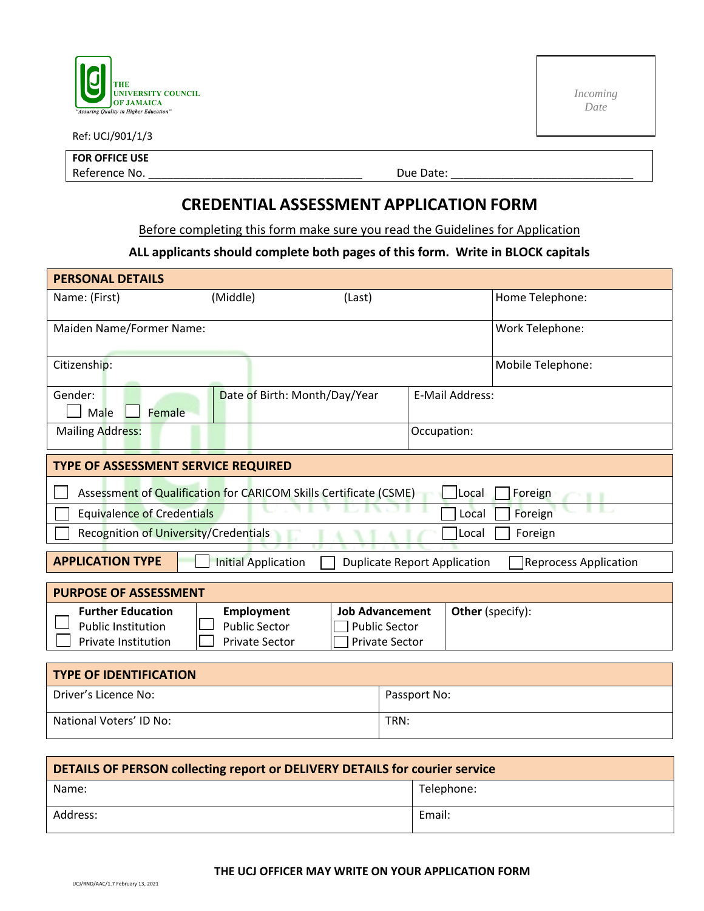THE UNIVERSITY COUNCIL OF JAMAICA
"Assuring Quality in Higher Education"

*Incoming Date*

Ref: UCJ/901/1/3

**FOR OFFICE USE**
Reference No. ___________________________________ Due Date: _____________________________

# CREDENTIAL ASSESSMENT APPLICATION FORM

Before completing this form make sure you read the Guidelines for Application

**ALL applicants should complete both pages of this form. Write in BLOCK capitals**

| **PERSONAL DETAILS** | | | |
|---|---|---|---|
| Name: (First) (Middle) (Last) | | | Home Telephone: |
| Maiden Name/Former Name: | | | Work Telephone: |
| Citizenship: | | | Mobile Telephone: |
| Gender: ☐ Male ☐ Female | Date of Birth: Month/Day/Year | E-Mail Address: | |
| Mailing Address: | | Occupation: | |

| **TYPE OF ASSESSMENT SERVICE REQUIRED** | | |
|---|---|---|
| ☐ Assessment of Qualification for CARICOM Skills Certificate (CSME) | ☐ Local | ☐ Foreign |
| ☐ Equivalence of Credentials | ☐ Local | ☐ Foreign |
| ☐ Recognition of University/Credentials | ☐ Local | ☐ Foreign |

| **APPLICATION TYPE** | ☐ Initial Application | ☐ Duplicate Report Application | ☐ Reprocess Application |
|---|---|---|---|

| **PURPOSE OF ASSESSMENT** | | | |
|---|---|---|---|
| **Further Education**<br>☐ Public Institution<br>☐ Private Institution | **Employment**<br>☐ Public Sector<br>☐ Private Sector | **Job Advancement**<br>☐ Public Sector<br>☐ Private Sector | **Other** (specify): |

| **TYPE OF IDENTIFICATION** | |
|---|---|
| Driver's Licence No: | Passport No: |
| National Voters' ID No: | TRN: |

| **DETAILS OF PERSON collecting report or DELIVERY DETAILS for courier service** | |
|---|---|
| Name: | Telephone: |
| Address: | Email: |

**THE UCJ OFFICER MAY WRITE ON YOUR APPLICATION FORM**

UCJ/RND/AAC/1.7 February 13, 2021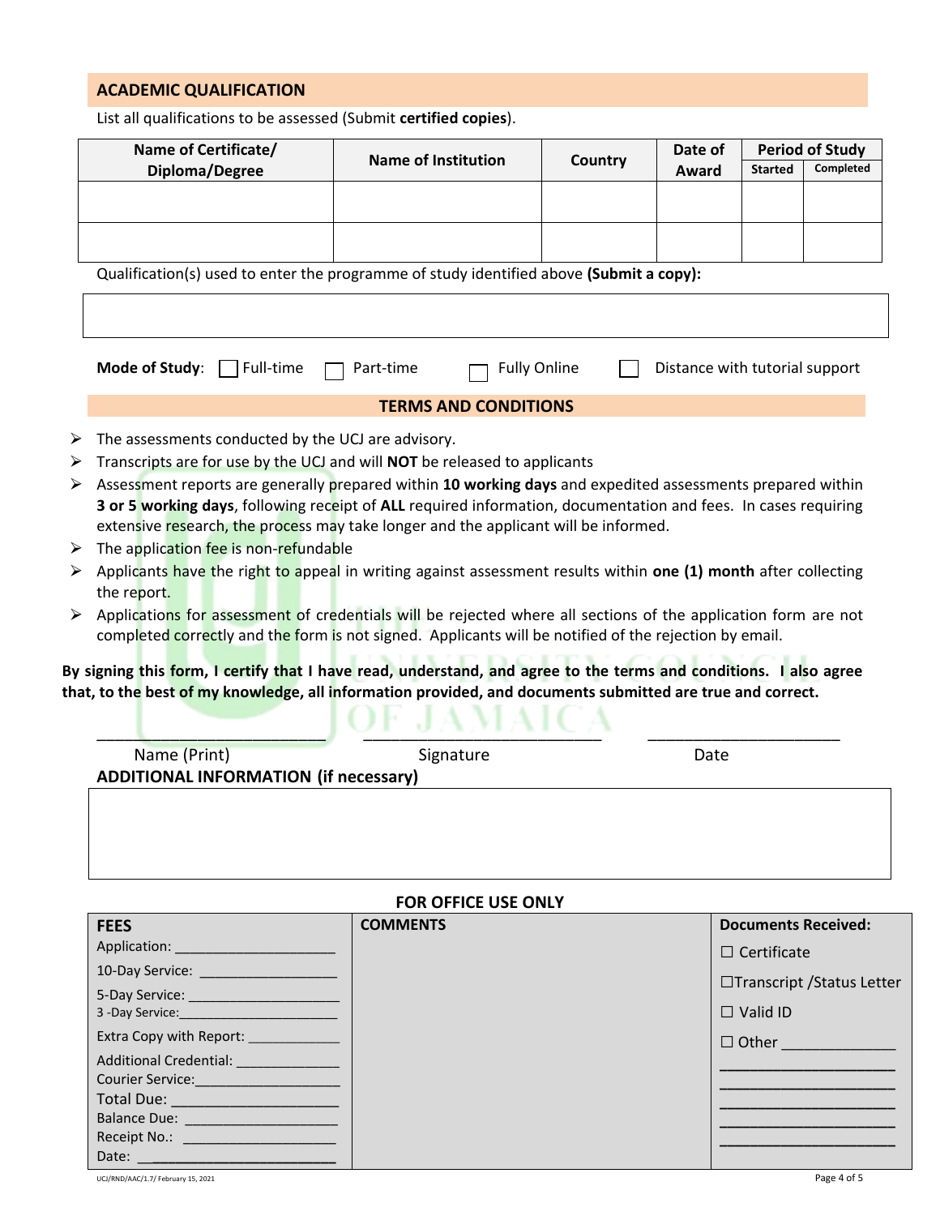## ACADEMIC QUALIFICATION

List all qualifications to be assessed (Submit **certified copies**).

| Name of Certificate/ Diploma/Degree | Name of Institution | Country | Date of Award | Period of Study | |
|---|---|---|---|---|---|
| | | | | Started | Completed |
| | | | | | |
| | | | | | |

Qualification(s) used to enter the programme of study identified above **(Submit a copy):**

| |
|---|
| |

**Mode of Study**: ☐ Full-time ☐ Part-time ☐ Fully Online ☐ Distance with tutorial support

## TERMS AND CONDITIONS

- The assessments conducted by the UCJ are advisory.
- Transcripts are for use by the UCJ and will **NOT** be released to applicants
- Assessment reports are generally prepared within **10 working days** and expedited assessments prepared within **3 or 5 working days**, following receipt of **ALL** required information, documentation and fees. In cases requiring extensive research, the process may take longer and the applicant will be informed.
- The application fee is non-refundable
- Applicants have the right to appeal in writing against assessment results within **one (1) month** after collecting the report.
- Applications for assessment of credentials will be rejected where all sections of the application form are not completed correctly and the form is not signed. Applicants will be notified of the rejection by email.

**By signing this form, I certify that I have read, understand, and agree to the terms and conditions. I also agree that, to the best of my knowledge, all information provided, and documents submitted are true and correct.**

\_\_\_\_\_\_\_\_\_\_\_\_\_\_\_\_\_\_\_\_\_\_\_\_ \_\_\_\_\_\_\_\_\_\_\_\_\_\_\_\_\_\_\_\_\_\_\_\_ \_\_\_\_\_\_\_\_\_\_\_\_\_\_\_\_\_\_\_\_

Name (Print) Signature Date

**ADDITIONAL INFORMATION (if necessary)**

| |
|---|
| |

### FOR OFFICE USE ONLY

| FEES | COMMENTS | Documents Received: |
|---|---|---|
| Application: \_\_\_\_\_\_\_\_\_\_\_\_\_\_\_\_\_\_ | | ☐ Certificate |
| 10-Day Service: \_\_\_\_\_\_\_\_\_\_\_\_\_\_\_\_ | | ☐Transcript /Status Letter |
| 5-Day Service: \_\_\_\_\_\_\_\_\_\_\_\_\_\_\_\_\_\_ | | ☐ Valid ID |
| 3 -Day Service:\_\_\_\_\_\_\_\_\_\_\_\_\_\_\_\_\_\_ | | ☐ Other \_\_\_\_\_\_\_\_\_\_\_\_\_ |
| Extra Copy with Report: \_\_\_\_\_\_\_\_\_\_\_ | | \_\_\_\_\_\_\_\_\_\_\_\_\_\_\_\_\_\_\_\_ |
| Additional Credential: \_\_\_\_\_\_\_\_\_\_\_\_ | | \_\_\_\_\_\_\_\_\_\_\_\_\_\_\_\_\_\_\_\_ |
| Courier Service:\_\_\_\_\_\_\_\_\_\_\_\_\_\_\_\_\_\_ | | \_\_\_\_\_\_\_\_\_\_\_\_\_\_\_\_\_\_\_\_ |
| Total Due: \_\_\_\_\_\_\_\_\_\_\_\_\_\_\_\_\_\_ | | \_\_\_\_\_\_\_\_\_\_\_\_\_\_\_\_\_\_\_\_ |
| Balance Due: \_\_\_\_\_\_\_\_\_\_\_\_\_\_\_\_\_\_ | | \_\_\_\_\_\_\_\_\_\_\_\_\_\_\_\_\_\_\_\_ |
| Receipt No.: \_\_\_\_\_\_\_\_\_\_\_\_\_\_\_\_\_\_ | | |
| Date: \_\_\_\_\_\_\_\_\_\_\_\_\_\_\_\_\_\_\_\_\_\_ | | |

UCJ/RND/AAC/1.7/ February 15, 2021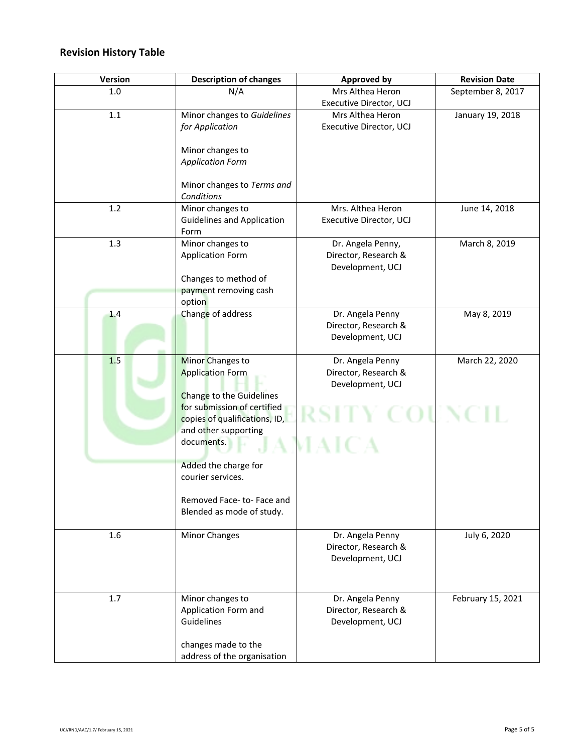## Revision History Table

| Version | Description of changes | Approved by | Revision Date |
|---|---|---|---|
| 1.0 | N/A | Mrs Althea Heron Executive Director, UCJ | September 8, 2017 |
| 1.1 | Minor changes to *Guidelines for Application*<br><br>Minor changes to *Application Form*<br><br>Minor changes to *Terms and Conditions* | Mrs Althea Heron Executive Director, UCJ | January 19, 2018 |
| 1.2 | Minor changes to Guidelines and Application Form | Mrs. Althea Heron Executive Director, UCJ | June 14, 2018 |
| 1.3 | Minor changes to Application Form<br><br>Changes to method of payment removing cash option | Dr. Angela Penny, Director, Research & Development, UCJ | March 8, 2019 |
| 1.4 | Change of address | Dr. Angela Penny Director, Research & Development, UCJ | May 8, 2019 |
| 1.5 | Minor Changes to Application Form<br><br>Change to the Guidelines for submission of certified copies of qualifications, ID, and other supporting documents.<br><br>Added the charge for courier services.<br><br>Removed Face- to- Face and Blended as mode of study. | Dr. Angela Penny Director, Research & Development, UCJ | March 22, 2020 |
| 1.6 | Minor Changes | Dr. Angela Penny Director, Research & Development, UCJ | July 6, 2020 |
| 1.7 | Minor changes to Application Form and Guidelines<br><br>changes made to the address of the organisation | Dr. Angela Penny Director, Research & Development, UCJ | February 15, 2021 |